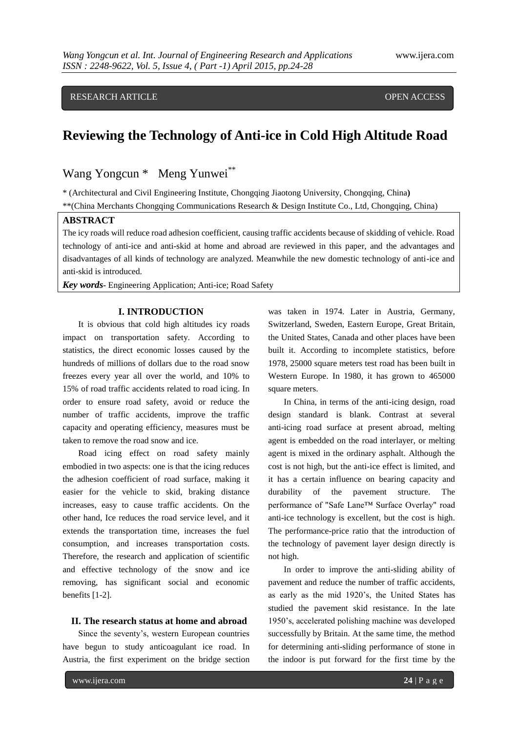RESEARCH ARTICLE OPEN ACCESS

# Reviewing the Technology of Anti-ice in Cold High Altitude Road

Wang Yongcun * Meng Yunwei**

* (Architectural and Civil Engineering Institute, Chongqing Jiaotong University, Chongqing, China)

**(China Merchants Chongqing Communications Research & Design Institute Co., Ltd, Chongqing, China)

## ABSTRACT

The icy roads will reduce road adhesion coefficient, causing traffic accidents because of skidding of vehicle. Road technology of anti-ice and anti-skid at home and abroad are reviewed in this paper, and the advantages and disadvantages of all kinds of technology are analyzed. Meanwhile the new domestic technology of anti-ice and anti-skid is introduced.

***Key words***- Engineering Application; Anti-ice; Road Safety

## I. INTRODUCTION

It is obvious that cold high altitudes icy roads impact on transportation safety. According to statistics, the direct economic losses caused by the hundreds of millions of dollars due to the road snow freezes every year all over the world, and 10% to 15% of road traffic accidents related to road icing. In order to ensure road safety, avoid or reduce the number of traffic accidents, improve the traffic capacity and operating efficiency, measures must be taken to remove the road snow and ice.

Road icing effect on road safety mainly embodied in two aspects: one is that the icing reduces the adhesion coefficient of road surface, making it easier for the vehicle to skid, braking distance increases, easy to cause traffic accidents. On the other hand, Ice reduces the road service level, and it extends the transportation time, increases the fuel consumption, and increases transportation costs. Therefore, the research and application of scientific and effective technology of the snow and ice removing, has significant social and economic benefits [1-2].

## II. The research status at home and abroad

Since the seventy's, western European countries have begun to study anticoagulant ice road. In Austria, the first experiment on the bridge section was taken in 1974. Later in Austria, Germany, Switzerland, Sweden, Eastern Europe, Great Britain, the United States, Canada and other places have been built it. According to incomplete statistics, before 1978, 25000 square meters test road has been built in Western Europe. In 1980, it has grown to 465000 square meters.

In China, in terms of the anti-icing design, road design standard is blank. Contrast at several anti-icing road surface at present abroad, melting agent is embedded on the road interlayer, or melting agent is mixed in the ordinary asphalt. Although the cost is not high, but the anti-ice effect is limited, and it has a certain influence on bearing capacity and durability of the pavement structure. The performance of "Safe Lane™ Surface Overlay" road anti-ice technology is excellent, but the cost is high. The performance-price ratio that the introduction of the technology of pavement layer design directly is not high.

In order to improve the anti-sliding ability of pavement and reduce the number of traffic accidents, as early as the mid 1920's, the United States has studied the pavement skid resistance. In the late 1950's, accelerated polishing machine was developed successfully by Britain. At the same time, the method for determining anti-sliding performance of stone in the indoor is put forward for the first time by the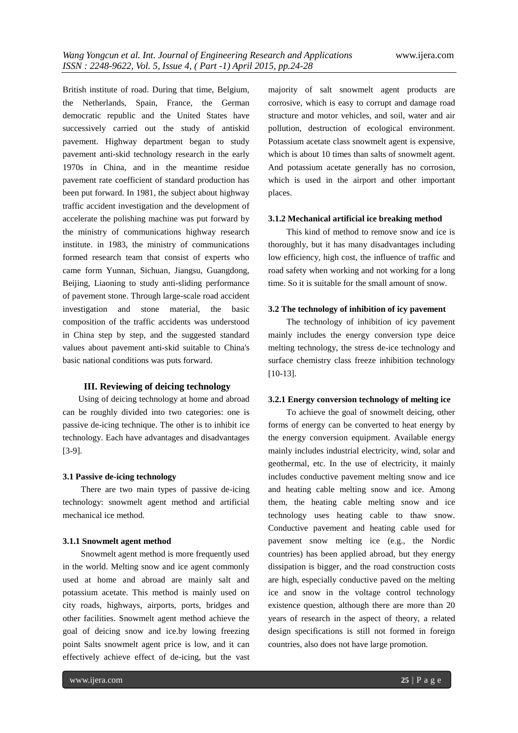British institute of road. During that time, Belgium, the Netherlands, Spain, France, the German democratic republic and the United States have successively carried out the study of antiskid pavement. Highway department began to study pavement anti-skid technology research in the early 1970s in China, and in the meantime residue pavement rate coefficient of standard production has been put forward. In 1981, the subject about highway traffic accident investigation and the development of accelerate the polishing machine was put forward by the ministry of communications highway research institute. in 1983, the ministry of communications formed research team that consist of experts who came form Yunnan, Sichuan, Jiangsu, Guangdong, Beijing, Liaoning to study anti-sliding performance of pavement stone. Through large-scale road accident investigation and stone material, the basic composition of the traffic accidents was understood in China step by step, and the suggested standard values about pavement anti-skid suitable to China's basic national conditions was puts forward.

## III. Reviewing of deicing technology

Using of deicing technology at home and abroad can be roughly divided into two categories: one is passive de-icing technique. The other is to inhibit ice technology. Each have advantages and disadvantages [3-9].

### 3.1 Passive de-icing technology

There are two main types of passive de-icing technology: snowmelt agent method and artificial mechanical ice method.

#### 3.1.1 Snowmelt agent method

Snowmelt agent method is more frequently used in the world. Melting snow and ice agent commonly used at home and abroad are mainly salt and potassium acetate. This method is mainly used on city roads, highways, airports, ports, bridges and other facilities. Snowmelt agent method achieve the goal of deicing snow and ice.by lowing freezing point Salts snowmelt agent price is low, and it can effectively achieve effect of de-icing, but the vast majority of salt snowmelt agent products are corrosive, which is easy to corrupt and damage road structure and motor vehicles, and soil, water and air pollution, destruction of ecological environment. Potassium acetate class snowmelt agent is expensive, which is about 10 times than salts of snowmelt agent. And potassium acetate generally has no corrosion, which is used in the airport and other important places.

#### 3.1.2 Mechanical artificial ice breaking method

This kind of method to remove snow and ice is thoroughly, but it has many disadvantages including low efficiency, high cost, the influence of traffic and road safety when working and not working for a long time. So it is suitable for the small amount of snow.

### 3.2 The technology of inhibition of icy pavement

The technology of inhibition of icy pavement mainly includes the energy conversion type deice melting technology, the stress de-ice technology and surface chemistry class freeze inhibition technology [10-13].

#### 3.2.1 Energy conversion technology of melting ice

To achieve the goal of snowmelt deicing, other forms of energy can be converted to heat energy by the energy conversion equipment. Available energy mainly includes industrial electricity, wind, solar and geothermal, etc. In the use of electricity, it mainly includes conductive pavement melting snow and ice and heating cable melting snow and ice. Among them, the heating cable melting snow and ice technology uses heating cable to thaw snow. Conductive pavement and heating cable used for pavement snow melting ice (e.g., the Nordic countries) has been applied abroad, but they energy dissipation is bigger, and the road construction costs are high, especially conductive paved on the melting ice and snow in the voltage control technology existence question, although there are more than 20 years of research in the aspect of theory, a related design specifications is still not formed in foreign countries, also does not have large promotion.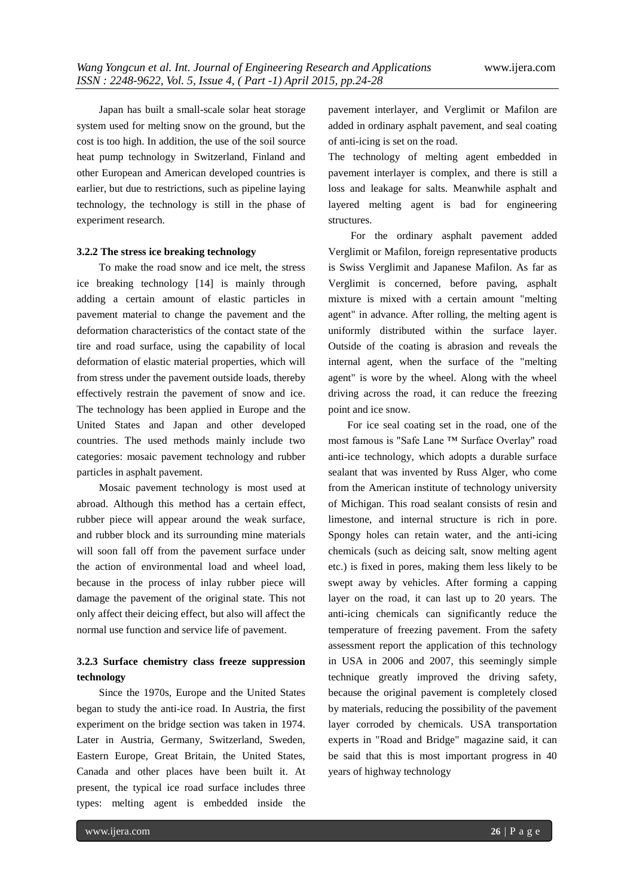Japan has built a small-scale solar heat storage system used for melting snow on the ground, but the cost is too high. In addition, the use of the soil source heat pump technology in Switzerland, Finland and other European and American developed countries is earlier, but due to restrictions, such as pipeline laying technology, the technology is still in the phase of experiment research.

#### 3.2.2 The stress ice breaking technology

To make the road snow and ice melt, the stress ice breaking technology [14] is mainly through adding a certain amount of elastic particles in pavement material to change the pavement and the deformation characteristics of the contact state of the tire and road surface, using the capability of local deformation of elastic material properties, which will from stress under the pavement outside loads, thereby effectively restrain the pavement of snow and ice. The technology has been applied in Europe and the United States and Japan and other developed countries. The used methods mainly include two categories: mosaic pavement technology and rubber particles in asphalt pavement.

Mosaic pavement technology is most used at abroad. Although this method has a certain effect, rubber piece will appear around the weak surface, and rubber block and its surrounding mine materials will soon fall off from the pavement surface under the action of environmental load and wheel load, because in the process of inlay rubber piece will damage the pavement of the original state. This not only affect their deicing effect, but also will affect the normal use function and service life of pavement.

#### 3.2.3 Surface chemistry class freeze suppression technology

Since the 1970s, Europe and the United States began to study the anti-ice road. In Austria, the first experiment on the bridge section was taken in 1974. Later in Austria, Germany, Switzerland, Sweden, Eastern Europe, Great Britain, the United States, Canada and other places have been built it. At present, the typical ice road surface includes three types: melting agent is embedded inside the pavement interlayer, and Verglimit or Mafilon are added in ordinary asphalt pavement, and seal coating of anti-icing is set on the road.

The technology of melting agent embedded in pavement interlayer is complex, and there is still a loss and leakage for salts. Meanwhile asphalt and layered melting agent is bad for engineering structures.

For the ordinary asphalt pavement added Verglimit or Mafilon, foreign representative products is Swiss Verglimit and Japanese Mafilon. As far as Verglimit is concerned, before paving, asphalt mixture is mixed with a certain amount "melting agent" in advance. After rolling, the melting agent is uniformly distributed within the surface layer. Outside of the coating is abrasion and reveals the internal agent, when the surface of the "melting agent" is wore by the wheel. Along with the wheel driving across the road, it can reduce the freezing point and ice snow.

For ice seal coating set in the road, one of the most famous is "Safe Lane ™ Surface Overlay" road anti-ice technology, which adopts a durable surface sealant that was invented by Russ Alger, who come from the American institute of technology university of Michigan. This road sealant consists of resin and limestone, and internal structure is rich in pore. Spongy holes can retain water, and the anti-icing chemicals (such as deicing salt, snow melting agent etc.) is fixed in pores, making them less likely to be swept away by vehicles. After forming a capping layer on the road, it can last up to 20 years. The anti-icing chemicals can significantly reduce the temperature of freezing pavement. From the safety assessment report the application of this technology in USA in 2006 and 2007, this seemingly simple technique greatly improved the driving safety, because the original pavement is completely closed by materials, reducing the possibility of the pavement layer corroded by chemicals. USA transportation experts in "Road and Bridge" magazine said, it can be said that this is most important progress in 40 years of highway technology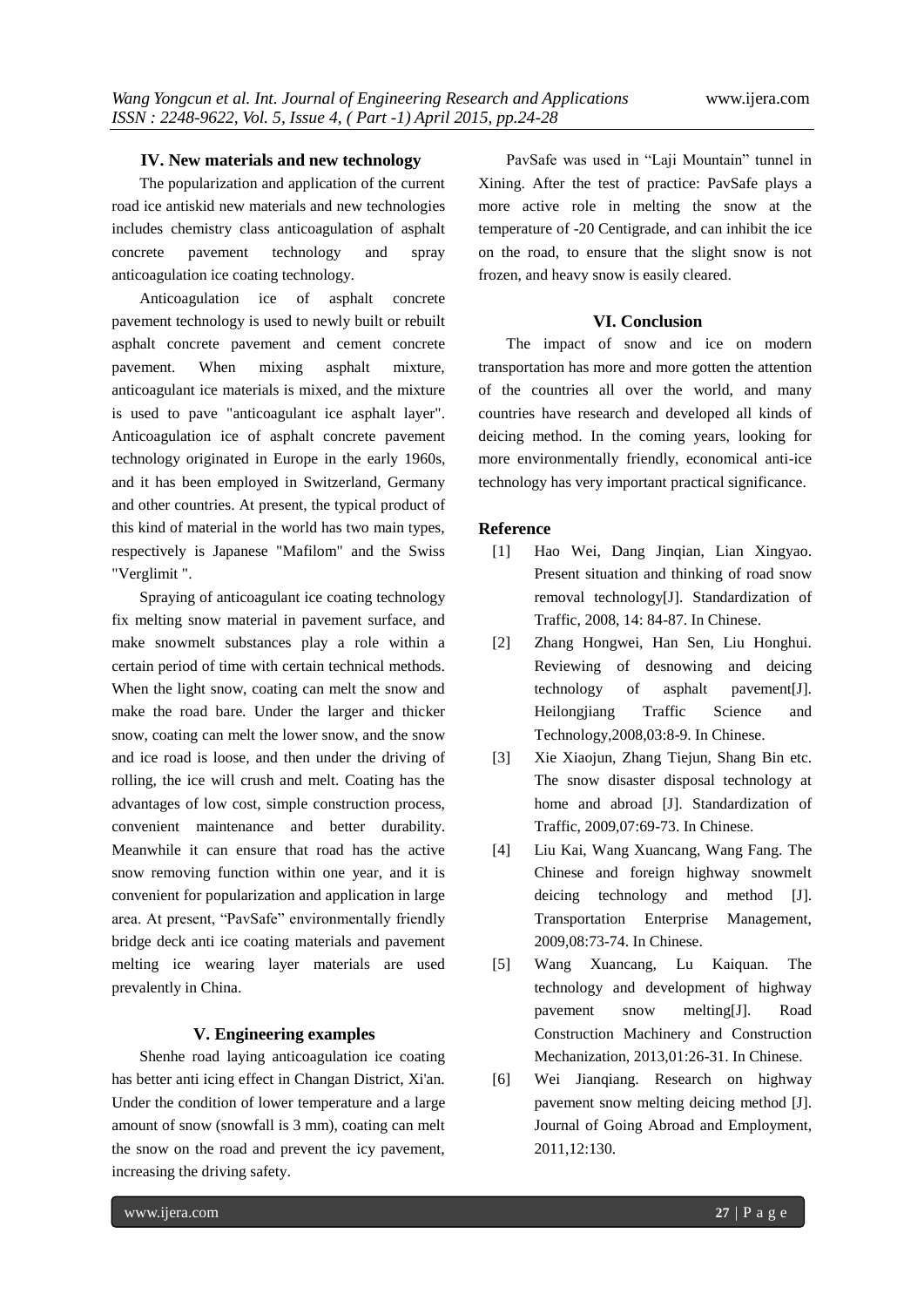## IV. New materials and new technology

The popularization and application of the current road ice antiskid new materials and new technologies includes chemistry class anticoagulation of asphalt concrete pavement technology and spray anticoagulation ice coating technology.

Anticoagulation ice of asphalt concrete pavement technology is used to newly built or rebuilt asphalt concrete pavement and cement concrete pavement. When mixing asphalt mixture, anticoagulant ice materials is mixed, and the mixture is used to pave "anticoagulant ice asphalt layer". Anticoagulation ice of asphalt concrete pavement technology originated in Europe in the early 1960s, and it has been employed in Switzerland, Germany and other countries. At present, the typical product of this kind of material in the world has two main types, respectively is Japanese "Mafilom" and the Swiss "Verglimit ".

Spraying of anticoagulant ice coating technology fix melting snow material in pavement surface, and make snowmelt substances play a role within a certain period of time with certain technical methods. When the light snow, coating can melt the snow and make the road bare. Under the larger and thicker snow, coating can melt the lower snow, and the snow and ice road is loose, and then under the driving of rolling, the ice will crush and melt. Coating has the advantages of low cost, simple construction process, convenient maintenance and better durability. Meanwhile it can ensure that road has the active snow removing function within one year, and it is convenient for popularization and application in large area. At present, "PavSafe" environmentally friendly bridge deck anti ice coating materials and pavement melting ice wearing layer materials are used prevalently in China.

## V. Engineering examples

Shenhe road laying anticoagulation ice coating has better anti icing effect in Changan District, Xi'an. Under the condition of lower temperature and a large amount of snow (snowfall is 3 mm), coating can melt the snow on the road and prevent the icy pavement, increasing the driving safety.

PavSafe was used in "Laji Mountain" tunnel in Xining. After the test of practice: PavSafe plays a more active role in melting the snow at the temperature of -20 Centigrade, and can inhibit the ice on the road, to ensure that the slight snow is not frozen, and heavy snow is easily cleared.

## VI. Conclusion

The impact of snow and ice on modern transportation has more and more gotten the attention of the countries all over the world, and many countries have research and developed all kinds of deicing method. In the coming years, looking for more environmentally friendly, economical anti-ice technology has very important practical significance.

## Reference

[1] Hao Wei, Dang Jinqian, Lian Xingyao. Present situation and thinking of road snow removal technology[J]. Standardization of Traffic, 2008, 14: 84-87. In Chinese.

[2] Zhang Hongwei, Han Sen, Liu Honghui. Reviewing of desnowing and deicing technology of asphalt pavement[J]. Heilongjiang Traffic Science and Technology,2008,03:8-9. In Chinese.

[3] Xie Xiaojun, Zhang Tiejun, Shang Bin etc. The snow disaster disposal technology at home and abroad [J]. Standardization of Traffic, 2009,07:69-73. In Chinese.

[4] Liu Kai, Wang Xuancang, Wang Fang. The Chinese and foreign highway snowmelt deicing technology and method [J]. Transportation Enterprise Management, 2009,08:73-74. In Chinese.

[5] Wang Xuancang, Lu Kaiquan. The technology and development of highway pavement snow melting[J]. Road Construction Machinery and Construction Mechanization, 2013,01:26-31. In Chinese.

[6] Wei Jianqiang. Research on highway pavement snow melting deicing method [J]. Journal of Going Abroad and Employment, 2011,12:130.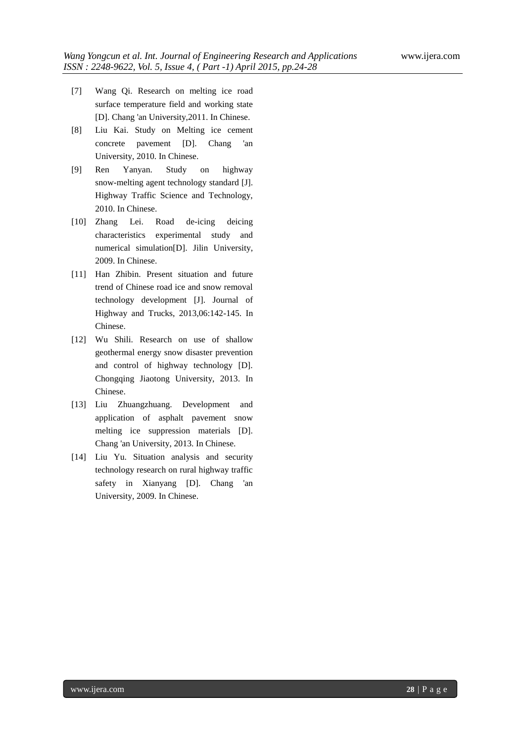[7] Wang Qi. Research on melting ice road surface temperature field and working state [D]. Chang 'an University,2011. In Chinese.

[8] Liu Kai. Study on Melting ice cement concrete pavement [D]. Chang 'an University, 2010. In Chinese.

[9] Ren Yanyan. Study on highway snow-melting agent technology standard [J]. Highway Traffic Science and Technology, 2010. In Chinese.

[10] Zhang Lei. Road de-icing deicing characteristics experimental study and numerical simulation[D]. Jilin University, 2009. In Chinese.

[11] Han Zhibin. Present situation and future trend of Chinese road ice and snow removal technology development [J]. Journal of Highway and Trucks, 2013,06:142-145. In Chinese.

[12] Wu Shili. Research on use of shallow geothermal energy snow disaster prevention and control of highway technology [D]. Chongqing Jiaotong University, 2013. In Chinese.

[13] Liu Zhuangzhuang. Development and application of asphalt pavement snow melting ice suppression materials [D]. Chang 'an University, 2013. In Chinese.

[14] Liu Yu. Situation analysis and security technology research on rural highway traffic safety in Xianyang [D]. Chang 'an University, 2009. In Chinese.